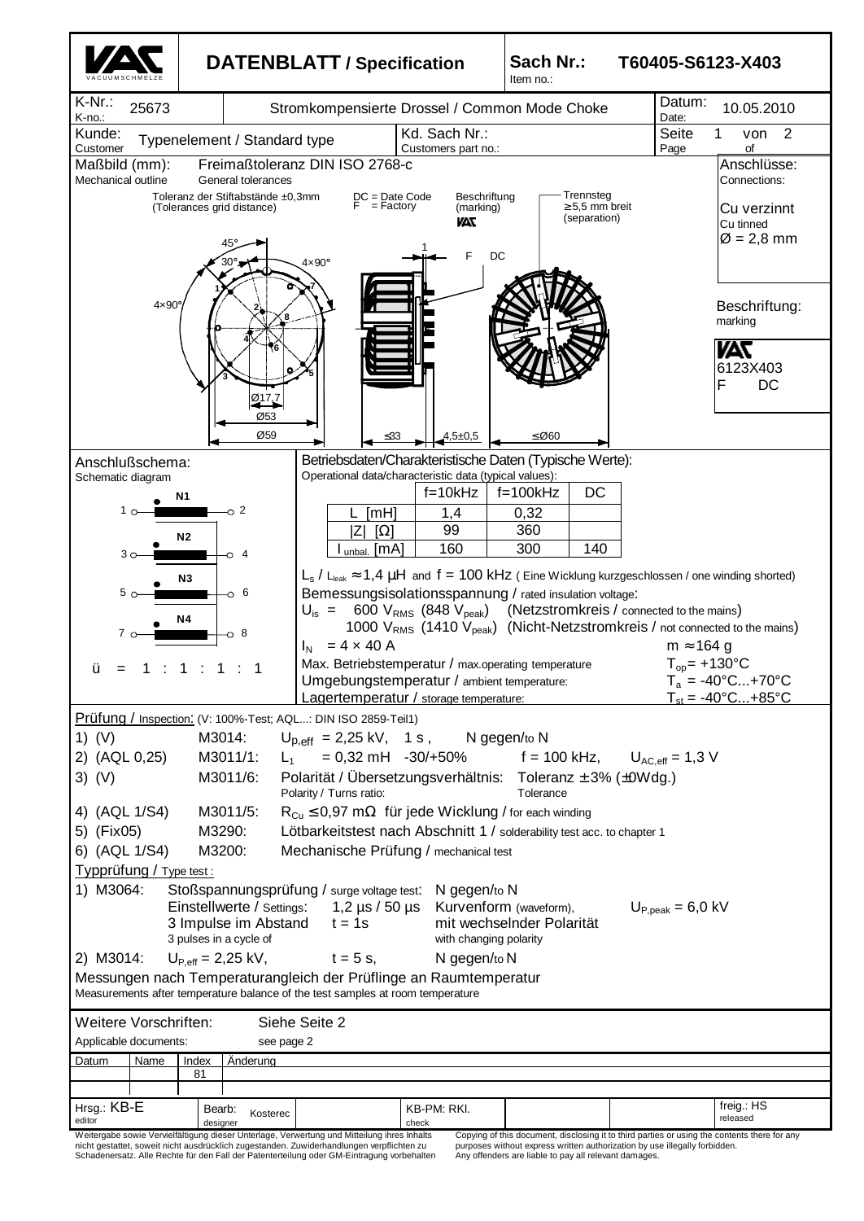# DATENBLATT / Specification

**Sach Nr.:** T60405-S6123-X403
Item no.:

| K-Nr.: K-no.: 25673 | Stromkompensierte Drossel / Common Mode Choke | Datum: Date: 10.05.2010 |
|---|---|---|
| Kunde: Customer: Typenelement / Standard type | Kd. Sach Nr.: Customers part no.: | Seite 1 von 2 Page of |

## Maßbild (mm): Mechanical outline

Freimaßtoleranz DIN ISO 2768-c
General tolerances

Toleranz der Stiftabstände ±0,3mm (Tolerances grid distance)

DC = Date Code
F = Factory

Beschriftung (marking) VAC

Trennsteg ≥5,5 mm breit (separation)

45°, 30°, 4×90°, 4×90°, Ø17,7, Ø53, Ø59, ≤33, 4,5±0,5, ≤Ø60

F DC

**Anschlüsse:** Connections:

Cu verzinnt
Cu tinned
Ø = 2,8 mm

**Beschriftung:** marking

VAC
6123X403
F DC

## Anschlußschema: Schematic diagram

1 — N1 — 2
3 — N2 — 4
5 — N3 — 6
7 — N4 — 8

ü = 1 : 1 : 1 : 1

## Betriebsdaten/Charakteristische Daten (Typische Werte):
Operational data/characteristic data (typical values):

| | f=10kHz | f=100kHz | DC |
|---|---|---|---|
| L [mH] | 1,4 | 0,32 | |
| \|Z\| [Ω] | 99 | 360 | |
| $I_{unbal.}$ [mA] | 160 | 300 | 140 |

$L_s$ / $L_{leak}$ ≈ 1,4 µH and f = 100 kHz (Eine Wicklung kurzgeschlossen / one winding shorted)

Bemessungsisolationsspannung / rated insulation voltage:

$U_{is}$ = 600 $V_{RMS}$ (848 $V_{peak}$) (Netzstromkreis / connected to the mains)
1000 $V_{RMS}$ (1410 $V_{peak}$) (Nicht-Netzstromkreis / not connected to the mains)

$I_N$ = 4 × 40 A — m ≈ 164 g

Max. Betriebstemperatur / max.operating temperature — $T_{op}$ = +130°C
Umgebungstemperatur / ambient temperature: — $T_a$ = -40°C...+70°C
Lagertemperatur / storage temperature: — $T_{st}$ = -40°C...+85°C

## Prüfung / Inspection: (V: 100%-Test; AQL...: DIN ISO 2859-Teil1)

1) (V) M3014: $U_{p,eff}$ = 2,25 kV, 1 s, N gegen/to N
2) (AQL 0,25) M3011/1: $L_1$ = 0,32 mH -30/+50% f = 100 kHz, $U_{AC,eff}$ = 1,3 V
3) (V) M3011/6: Polarität / Übersetzungsverhältnis: Toleranz ± 3% (±0Wdg.) — Polarity / Turns ratio: Tolerance
4) (AQL 1/S4) M3011/5: $R_{Cu}$ ≤ 0,97 mΩ für jede Wicklung / for each winding
5) (Fix05) M3290: Lötbarkeitstest nach Abschnitt 1 / solderability test acc. to chapter 1
6) (AQL 1/S4) M3200: Mechanische Prüfung / mechanical test

## Typprüfung / Type test:

1) M3064: Stoßspannungsprüfung / surge voltage test: N gegen/to N
Einstellwerte / Settings: 1,2 µs / 50 µs Kurvenform (waveform), $U_{P,peak}$ = 6,0 kV
3 Impulse im Abstand t = 1s mit wechselnder Polarität
3 pulses in a cycle of — with changing polarity

2) M3014: $U_{P,eff}$ = 2,25 kV, t = 5 s, N gegen/to N

Messungen nach Temperaturangleich der Prüflinge an Raumtemperatur
Measurements after temperature balance of the test samples at room temperature

Weitere Vorschriften: Siehe Seite 2
Applicable documents: see page 2

| Datum | Name | Index | Änderung |
|---|---|---|---|
| | | 81 | |

| Hrsg.: KB-E editor | Bearb.: Kosterec designer | KB-PM: RKl. check | freig.: HS released |
|---|---|---|---|

Weitergabe sowie Vervielfältigung dieser Unterlage, Verwertung und Mitteilung ihres Inhalts nicht gestattet, soweit nicht ausdrücklich zugestanden. Zuwiderhandlungen verpflichten zu Schadenersatz. Alle Rechte für den Fall der Patenterteilung oder GM-Eintragung vorbehalten

Copying of this document, disclosing it to third parties or using the contents there for any purposes without express written authorization by use illegally forbidden. Any offenders are liable to pay all relevant damages.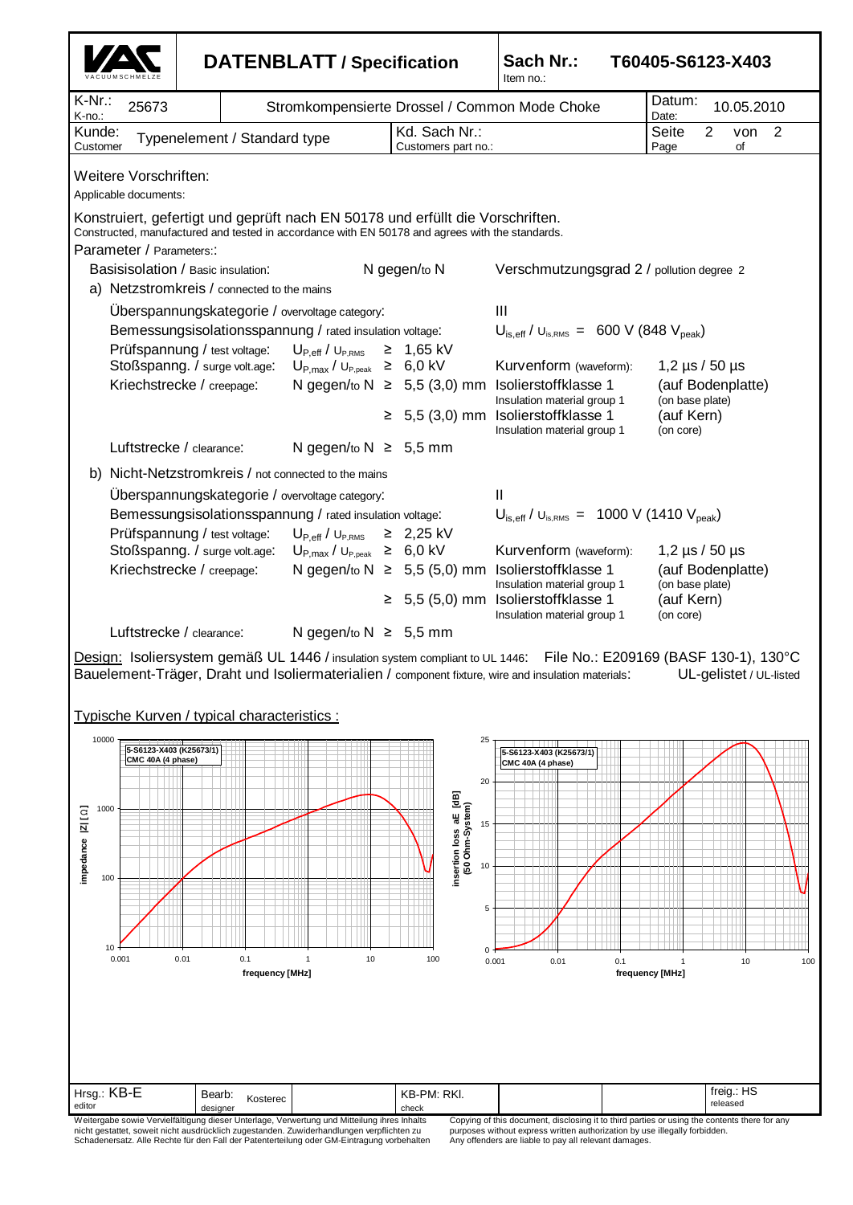**VAC** VACUUMSCHMELZE

# DATENBLATT / Specification

| | | | |
|---|---|---|---|
| K-Nr.: K-no.: 25673 | Stromkompensierte Drossel / Common Mode Choke | | Datum: Date: 10.05.2010 |
| Kunde: Customer: Typenelement / Standard type | Kd. Sach Nr.: Customers part no.: | | Seite Page 2 von of 2 |

**Sach Nr.: Item no.: T60405-S6123-X403**

Weitere Vorschriften:
Applicable documents:

Konstruiert, gefertigt und geprüft nach EN 50178 und erfüllt die Vorschriften.
Constructed, manufactured and tested in accordance with EN 50178 and agrees with the standards.

Parameter / Parameters::

Basisisolation / Basic insulation: N gegen/to N — Verschmutzungsgrad 2 / pollution degree 2

a) Netzstromkreis / connected to the mains

- Überspannungskategorie / overvoltage category: III
- Bemessungsisolationsspannung / rated insulation voltage: $U_{is,eff}$ / $U_{is,RMS}$ = 600 V (848 $V_{peak}$)
- Prüfspannung / test voltage: $U_{P,eff}$ / $U_{P,RMS}$ ≥ 1,65 kV
- Stoßspanng. / surge volt.age: $U_{P,max}$ / $U_{P,peak}$ ≥ 6,0 kV — Kurvenform (waveform): 1,2 µs / 50 µs
- Kriechstrecke / creepage: N gegen/to N ≥ 5,5 (3,0) mm — Isolierstoffklasse 1 / Insulation material group 1 — (auf Bodenplatte) (on base plate)
- ≥ 5,5 (3,0) mm — Isolierstoffklasse 1 / Insulation material group 1 — (auf Kern) (on core)
- Luftstrecke / clearance: N gegen/to N ≥ 5,5 mm

b) Nicht-Netzstromkreis / not connected to the mains

- Überspannungskategorie / overvoltage category: II
- Bemessungsisolationsspannung / rated insulation voltage: $U_{is,eff}$ / $U_{is,RMS}$ = 1000 V (1410 $V_{peak}$)
- Prüfspannung / test voltage: $U_{P,eff}$ / $U_{P,RMS}$ ≥ 2,25 kV
- Stoßspanng. / surge volt.age: $U_{P,max}$ / $U_{P,peak}$ ≥ 6,0 kV — Kurvenform (waveform): 1,2 µs / 50 µs
- Kriechstrecke / creepage: N gegen/to N ≥ 5,5 (5,0) mm — Isolierstoffklasse 1 / Insulation material group 1 — (auf Bodenplatte) (on base plate)
- ≥ 5,5 (5,0) mm — Isolierstoffklasse 1 / Insulation material group 1 — (auf Kern) (on core)
- Luftstrecke / clearance: N gegen/to N ≥ 5,5 mm

Design: Isoliersystem gemäß UL 1446 / insulation system compliant to UL 1446: File No.: E209169 (BASF 130-1), 130°C
Bauelement-Träger, Draht und Isoliermaterialien / component fixture, wire and insulation materials: UL-gelistet / UL-listed

Typische Kurven / typical characteristics :

5-S6123-X403 (K25673/1)
CMC 40A (4 phase)
impedance |Z| [Ω]
10000
1000
100
10
0.001 0.01 0.1 1 10 100
frequency [MHz]

5-S6123-X403 (K25673/1)
CMC 40A (4 phase)
insertion loss aE [dB] (50 Ohm-System)
25
20
15
10
5
0
0.001 0.01 0.1 1 10 100
frequency [MHz]

| | | | | | |
|---|---|---|---|---|---|
| Hrsg.: KB-E editor | Bearb: designer Kosterec | | KB-PM: RKI. check | | freig.: HS released |

Weitergabe sowie Vervielfältigung dieser Unterlage, Verwertung und Mitteilung ihres Inhalts nicht gestattet, soweit nicht ausdrücklich zugestanden. Zuwiderhandlungen verpflichten zu Schadenersatz. Alle Rechte für den Fall der Patenterteilung oder GM-Eintragung vorbehalten

Copying of this document, disclosing it to third parties or using the contents there for any purposes without express written authorization by use illegally forbidden. Any offenders are liable to pay all relevant damages.